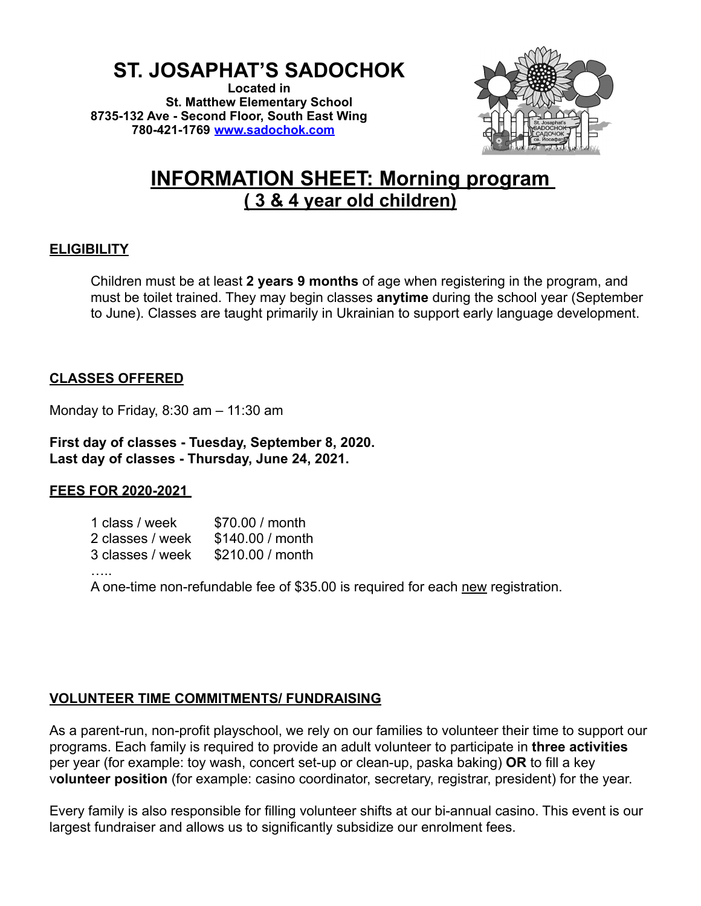# ST. JOSAPHAT'S SADOCHOK

**Located in**
**St. Matthew Elementary School**
**8735-132 Ave - Second Floor, South East Wing**
**780-421-1769 [www.sadochok.com](http://www.sadochok.com)**

## INFORMATION SHEET: Morning program ( 3 & 4 year old children)

### ELIGIBILITY

Children must be at least **2 years 9 months** of age when registering in the program, and must be toilet trained. They may begin classes **anytime** during the school year (September to June). Classes are taught primarily in Ukrainian to support early language development.

### CLASSES OFFERED

Monday to Friday, 8:30 am – 11:30 am

**First day of classes - Tuesday, September 8, 2020.**
**Last day of classes - Thursday, June 24, 2021.**

### FEES FOR 2020-2021

| | |
|---|---|
| 1 class / week | $70.00 / month |
| 2 classes / week | $140.00 / month |
| 3 classes / week | $210.00 / month |

…..

A one-time non-refundable fee of $35.00 is required for each new registration.

### VOLUNTEER TIME COMMITMENTS/ FUNDRAISING

As a parent-run, non-profit playschool, we rely on our families to volunteer their time to support our programs. Each family is required to provide an adult volunteer to participate in **three activities** per year (for example: toy wash, concert set-up or clean-up, paska baking) **OR** to fill a key v**olunteer position** (for example: casino coordinator, secretary, registrar, president) for the year.

Every family is also responsible for filling volunteer shifts at our bi-annual casino. This event is our largest fundraiser and allows us to significantly subsidize our enrolment fees.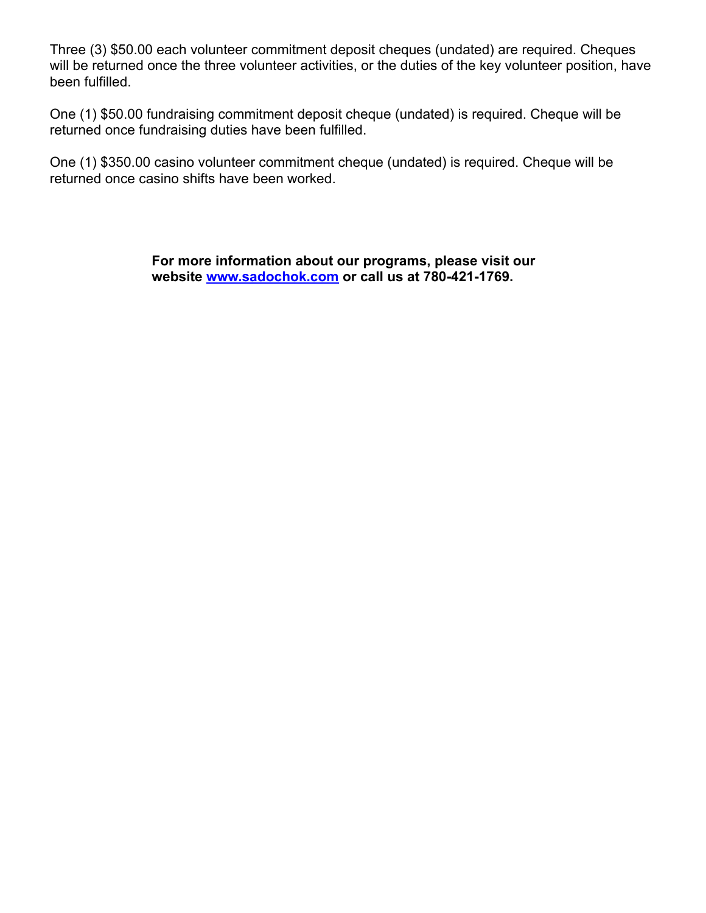Three (3) $50.00 each volunteer commitment deposit cheques (undated) are required. Cheques will be returned once the three volunteer activities, or the duties of the key volunteer position, have been fulfilled.

One (1) $50.00 fundraising commitment deposit cheque (undated) is required. Cheque will be returned once fundraising duties have been fulfilled.

One (1) $350.00 casino volunteer commitment cheque (undated) is required. Cheque will be returned once casino shifts have been worked.

**For more information about our programs, please visit our website [www.sadochok.com](http://www.sadochok.com) or call us at 780-421-1769.**